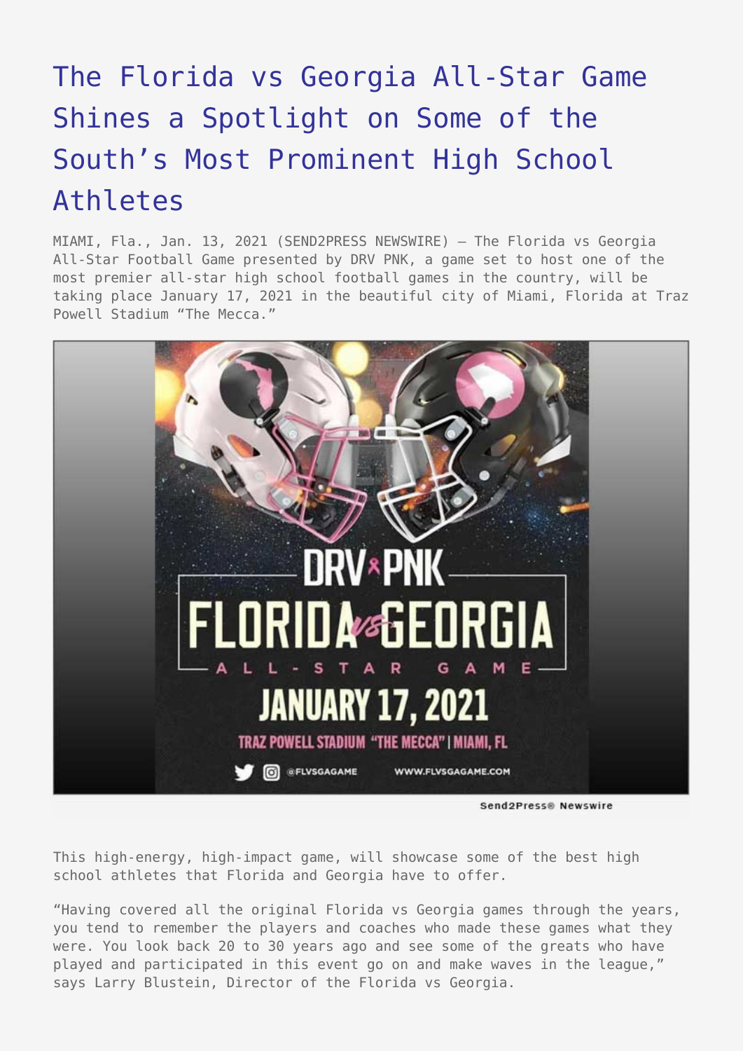# The Florida vs Georgia All-Star Game Shines a Spotlight on Some of the South's Most Prominent High School Athletes

MIAMI, Fla., Jan. 13, 2021 (SEND2PRESS NEWSWIRE) — The Florida vs Georgia All-Star Football Game presented by DRV PNK, a game set to host one of the most premier all-star high school football games in the country, will be taking place January 17, 2021 in the beautiful city of Miami, Florida at Traz Powell Stadium "The Mecca."

This high-energy, high-impact game, will showcase some of the best high school athletes that Florida and Georgia have to offer.

"Having covered all the original Florida vs Georgia games through the years, you tend to remember the players and coaches who made these games what they were. You look back 20 to 30 years ago and see some of the greats who have played and participated in this event go on and make waves in the league," says Larry Blustein, Director of the Florida vs Georgia.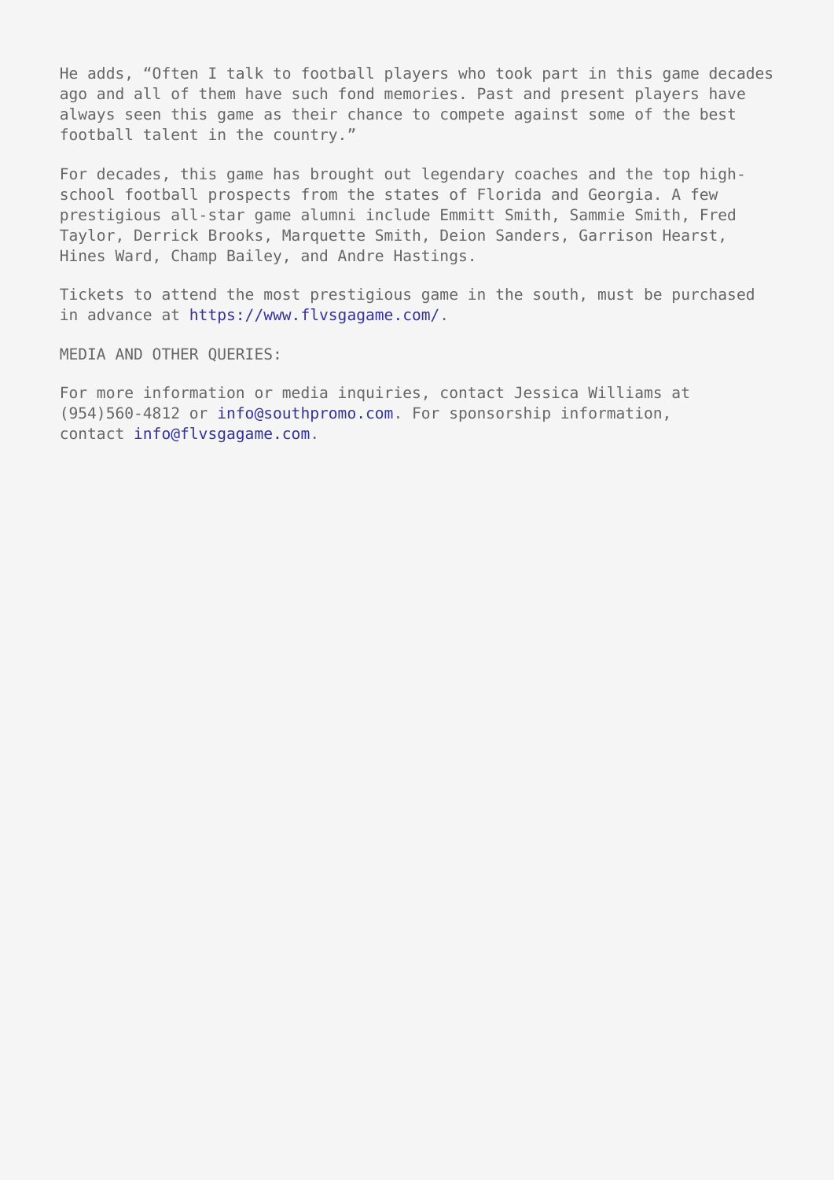He adds, “Often I talk to football players who took part in this game decades ago and all of them have such fond memories. Past and present players have always seen this game as their chance to compete against some of the best football talent in the country.”

For decades, this game has brought out legendary coaches and the top high-school football prospects from the states of Florida and Georgia. A few prestigious all-star game alumni include Emmitt Smith, Sammie Smith, Fred Taylor, Derrick Brooks, Marquette Smith, Deion Sanders, Garrison Hearst, Hines Ward, Champ Bailey, and Andre Hastings.

Tickets to attend the most prestigious game in the south, must be purchased in advance at https://www.flvsgagame.com/.

MEDIA AND OTHER QUERIES:

For more information or media inquiries, contact Jessica Williams at (954)560-4812 or info@southpromo.com. For sponsorship information, contact info@flvsgagame.com.